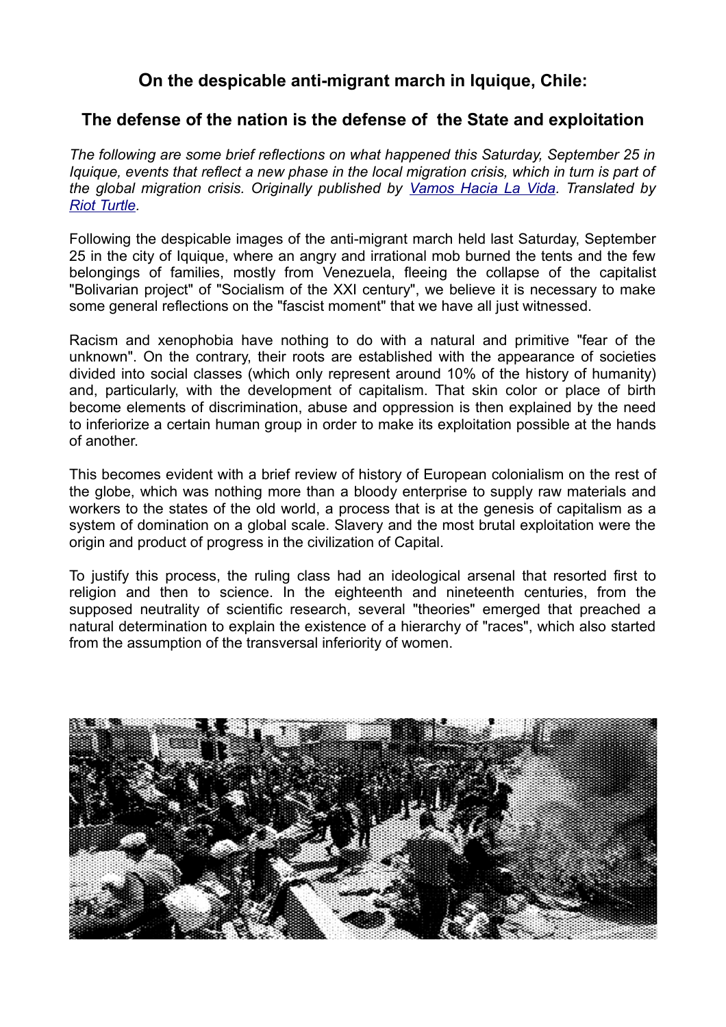# On the despicable anti-migrant march in Iquique, Chile:

## The defense of the nation is the defense of the State and exploitation

*The following are some brief reflections on what happened this Saturday, September 25 in Iquique, events that reflect a new phase in the local migration crisis, which in turn is part of the global migration crisis. Originally published by [Vamos Hacia La Vida](). Translated by [Riot Turtle]().*

Following the despicable images of the anti-migrant march held last Saturday, September 25 in the city of Iquique, where an angry and irrational mob burned the tents and the few belongings of families, mostly from Venezuela, fleeing the collapse of the capitalist "Bolivarian project" of "Socialism of the XXI century", we believe it is necessary to make some general reflections on the "fascist moment" that we have all just witnessed.

Racism and xenophobia have nothing to do with a natural and primitive "fear of the unknown". On the contrary, their roots are established with the appearance of societies divided into social classes (which only represent around 10% of the history of humanity) and, particularly, with the development of capitalism. That skin color or place of birth become elements of discrimination, abuse and oppression is then explained by the need to inferiorize a certain human group in order to make its exploitation possible at the hands of another.

This becomes evident with a brief review of history of European colonialism on the rest of the globe, which was nothing more than a bloody enterprise to supply raw materials and workers to the states of the old world, a process that is at the genesis of capitalism as a system of domination on a global scale. Slavery and the most brutal exploitation were the origin and product of progress in the civilization of Capital.

To justify this process, the ruling class had an ideological arsenal that resorted first to religion and then to science. In the eighteenth and nineteenth centuries, from the supposed neutrality of scientific research, several "theories" emerged that preached a natural determination to explain the existence of a hierarchy of "races", which also started from the assumption of the transversal inferiority of women.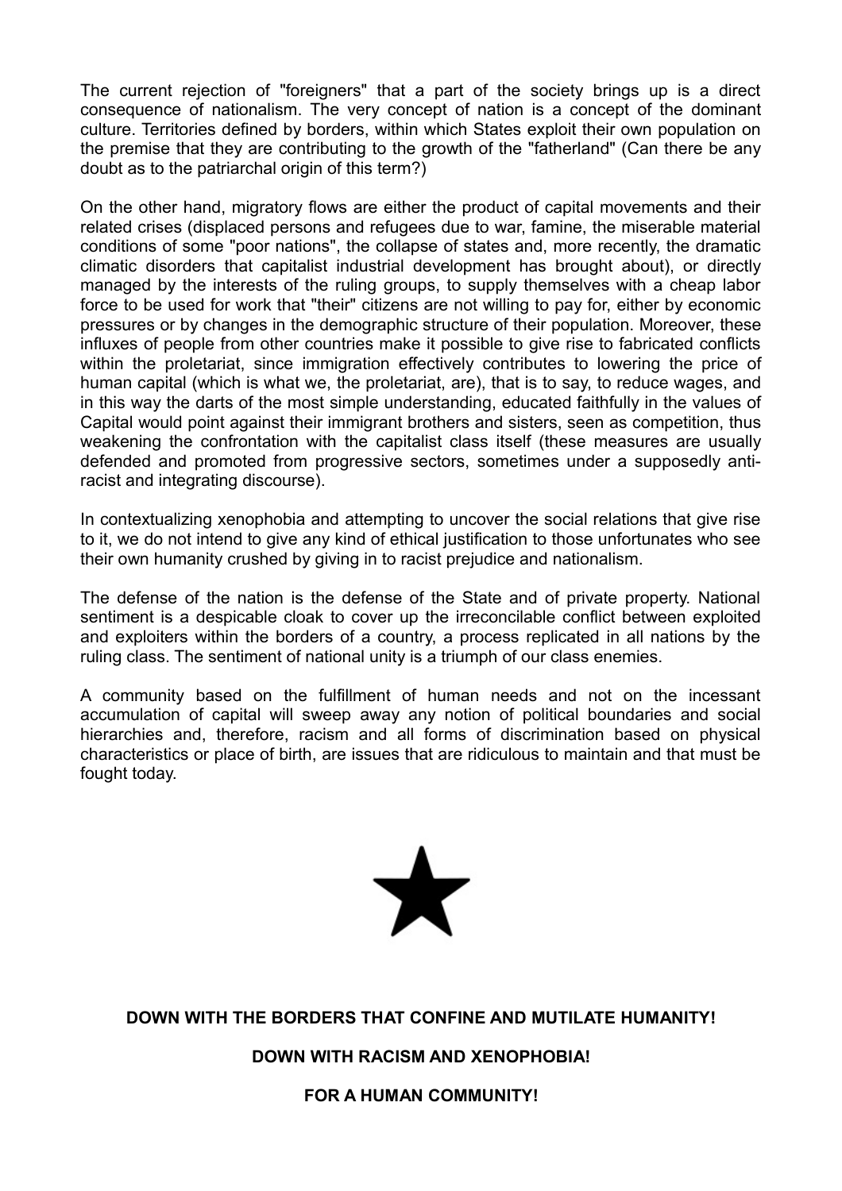The current rejection of "foreigners" that a part of the society brings up is a direct consequence of nationalism. The very concept of nation is a concept of the dominant culture. Territories defined by borders, within which States exploit their own population on the premise that they are contributing to the growth of the "fatherland" (Can there be any doubt as to the patriarchal origin of this term?)

On the other hand, migratory flows are either the product of capital movements and their related crises (displaced persons and refugees due to war, famine, the miserable material conditions of some "poor nations", the collapse of states and, more recently, the dramatic climatic disorders that capitalist industrial development has brought about), or directly managed by the interests of the ruling groups, to supply themselves with a cheap labor force to be used for work that "their" citizens are not willing to pay for, either by economic pressures or by changes in the demographic structure of their population. Moreover, these influxes of people from other countries make it possible to give rise to fabricated conflicts within the proletariat, since immigration effectively contributes to lowering the price of human capital (which is what we, the proletariat, are), that is to say, to reduce wages, and in this way the darts of the most simple understanding, educated faithfully in the values of Capital would point against their immigrant brothers and sisters, seen as competition, thus weakening the confrontation with the capitalist class itself (these measures are usually defended and promoted from progressive sectors, sometimes under a supposedly anti-racist and integrating discourse).

In contextualizing xenophobia and attempting to uncover the social relations that give rise to it, we do not intend to give any kind of ethical justification to those unfortunates who see their own humanity crushed by giving in to racist prejudice and nationalism.

The defense of the nation is the defense of the State and of private property. National sentiment is a despicable cloak to cover up the irreconcilable conflict between exploited and exploiters within the borders of a country, a process replicated in all nations by the ruling class. The sentiment of national unity is a triumph of our class enemies.

A community based on the fulfillment of human needs and not on the incessant accumulation of capital will sweep away any notion of political boundaries and social hierarchies and, therefore, racism and all forms of discrimination based on physical characteristics or place of birth, are issues that are ridiculous to maintain and that must be fought today.

★

**DOWN WITH THE BORDERS THAT CONFINE AND MUTILATE HUMANITY!**

**DOWN WITH RACISM AND XENOPHOBIA!**

**FOR A HUMAN COMMUNITY!**